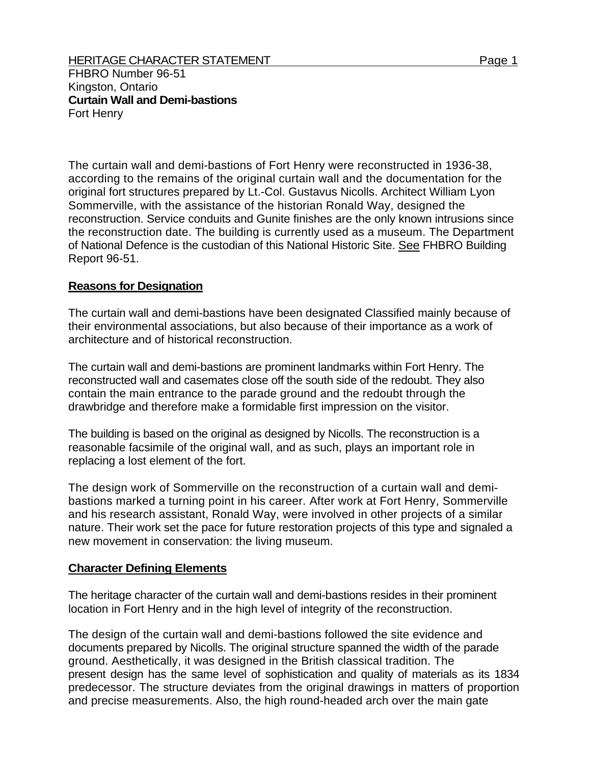HERITAGE CHARACTER STATEMENT

FHBRO Number 96-51
Kingston, Ontario
**Curtain Wall and Demi-bastions**
Fort Henry

The curtain wall and demi-bastions of Fort Henry were reconstructed in 1936-38, according to the remains of the original curtain wall and the documentation for the original fort structures prepared by Lt.-Col. Gustavus Nicolls. Architect William Lyon Sommerville, with the assistance of the historian Ronald Way, designed the reconstruction. Service conduits and Gunite finishes are the only known intrusions since the reconstruction date. The building is currently used as a museum. The Department of National Defence is the custodian of this National Historic Site. See FHBRO Building Report 96-51.

## Reasons for Designation

The curtain wall and demi-bastions have been designated Classified mainly because of their environmental associations, but also because of their importance as a work of architecture and of historical reconstruction.

The curtain wall and demi-bastions are prominent landmarks within Fort Henry. The reconstructed wall and casemates close off the south side of the redoubt. They also contain the main entrance to the parade ground and the redoubt through the drawbridge and therefore make a formidable first impression on the visitor.

The building is based on the original as designed by Nicolls. The reconstruction is a reasonable facsimile of the original wall, and as such, plays an important role in replacing a lost element of the fort.

The design work of Sommerville on the reconstruction of a curtain wall and demi-bastions marked a turning point in his career. After work at Fort Henry, Sommerville and his research assistant, Ronald Way, were involved in other projects of a similar nature. Their work set the pace for future restoration projects of this type and signaled a new movement in conservation: the living museum.

## Character Defining Elements

The heritage character of the curtain wall and demi-bastions resides in their prominent location in Fort Henry and in the high level of integrity of the reconstruction.

The design of the curtain wall and demi-bastions followed the site evidence and documents prepared by Nicolls. The original structure spanned the width of the parade ground. Aesthetically, it was designed in the British classical tradition. The present design has the same level of sophistication and quality of materials as its 1834 predecessor. The structure deviates from the original drawings in matters of proportion and precise measurements. Also, the high round-headed arch over the main gate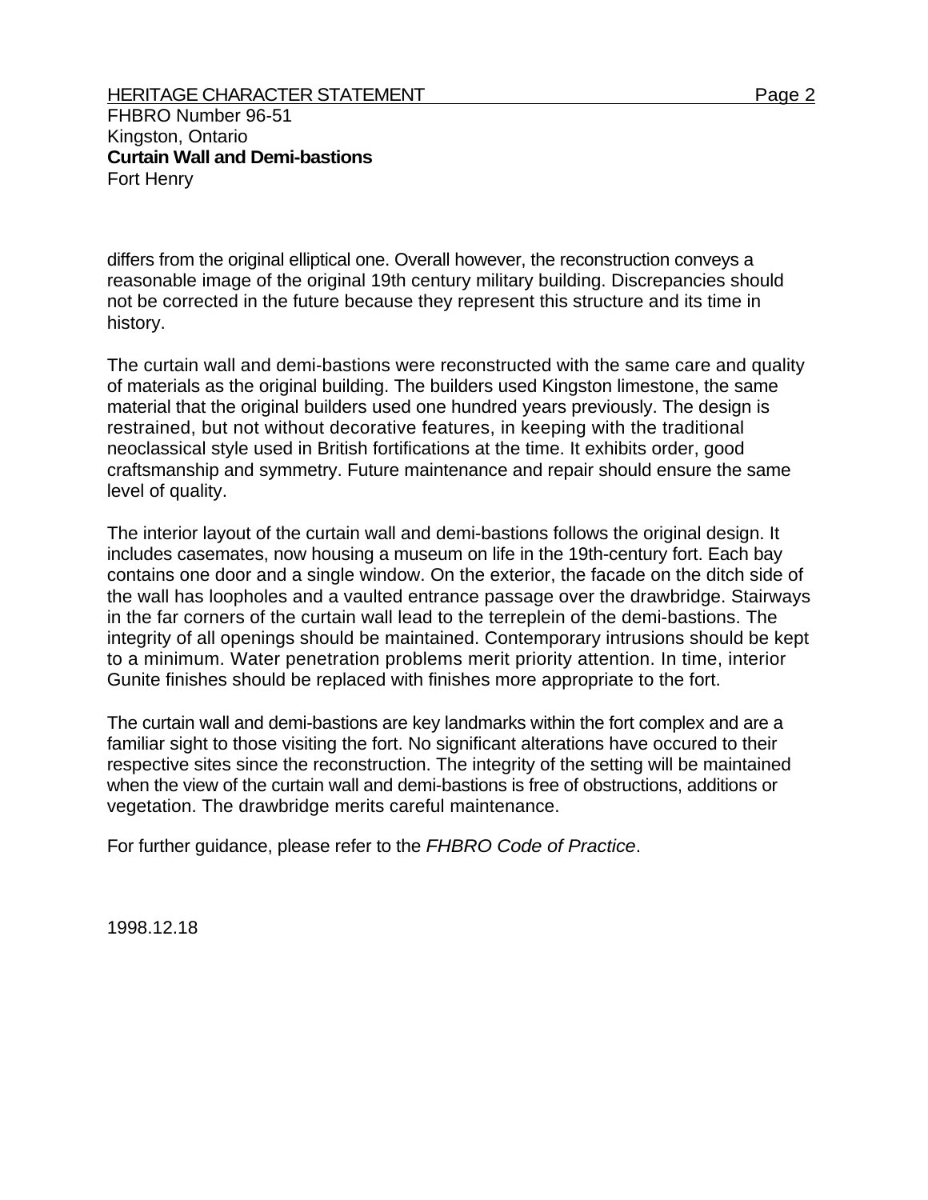differs from the original elliptical one. Overall however, the reconstruction conveys a reasonable image of the original 19th century military building. Discrepancies should not be corrected in the future because they represent this structure and its time in history.

The curtain wall and demi-bastions were reconstructed with the same care and quality of materials as the original building. The builders used Kingston limestone, the same material that the original builders used one hundred years previously. The design is restrained, but not without decorative features, in keeping with the traditional neoclassical style used in British fortifications at the time. It exhibits order, good craftsmanship and symmetry. Future maintenance and repair should ensure the same level of quality.

The interior layout of the curtain wall and demi-bastions follows the original design. It includes casemates, now housing a museum on life in the 19th-century fort. Each bay contains one door and a single window. On the exterior, the facade on the ditch side of the wall has loopholes and a vaulted entrance passage over the drawbridge. Stairways in the far corners of the curtain wall lead to the terreplein of the demi-bastions. The integrity of all openings should be maintained. Contemporary intrusions should be kept to a minimum. Water penetration problems merit priority attention. In time, interior Gunite finishes should be replaced with finishes more appropriate to the fort.

The curtain wall and demi-bastions are key landmarks within the fort complex and are a familiar sight to those visiting the fort. No significant alterations have occured to their respective sites since the reconstruction. The integrity of the setting will be maintained when the view of the curtain wall and demi-bastions is free of obstructions, additions or vegetation. The drawbridge merits careful maintenance.

For further guidance, please refer to the *FHBRO Code of Practice*.

1998.12.18